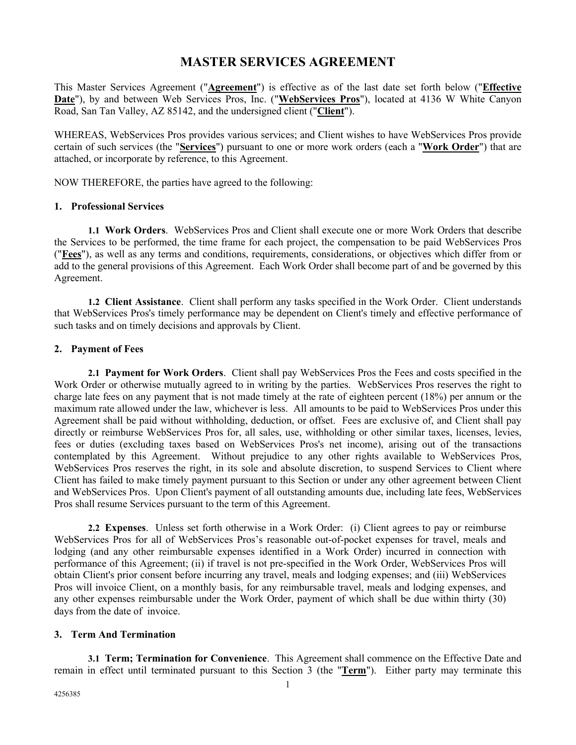# MASTER SERVICES AGREEMENT

This Master Services Agreement ("**Agreement**") is effective as of the last date set forth below ("**Effective Date**"), by and between Web Services Pros, Inc. ("**WebServices Pros**"), located at 4136 W White Canyon Road, San Tan Valley, AZ 85142, and the undersigned client ("**Client**").

WHEREAS, WebServices Pros provides various services; and Client wishes to have WebServices Pros provide certain of such services (the "**Services**") pursuant to one or more work orders (each a "**Work Order**") that are attached, or incorporate by reference, to this Agreement.

NOW THEREFORE, the parties have agreed to the following:

## 1. Professional Services

**1.1 Work Orders**. WebServices Pros and Client shall execute one or more Work Orders that describe the Services to be performed, the time frame for each project, the compensation to be paid WebServices Pros ("**Fees**"), as well as any terms and conditions, requirements, considerations, or objectives which differ from or add to the general provisions of this Agreement. Each Work Order shall become part of and be governed by this Agreement.

**1.2 Client Assistance**. Client shall perform any tasks specified in the Work Order. Client understands that WebServices Pros's timely performance may be dependent on Client's timely and effective performance of such tasks and on timely decisions and approvals by Client.

## 2. Payment of Fees

**2.1 Payment for Work Orders**. Client shall pay WebServices Pros the Fees and costs specified in the Work Order or otherwise mutually agreed to in writing by the parties. WebServices Pros reserves the right to charge late fees on any payment that is not made timely at the rate of eighteen percent (18%) per annum or the maximum rate allowed under the law, whichever is less. All amounts to be paid to WebServices Pros under this Agreement shall be paid without withholding, deduction, or offset. Fees are exclusive of, and Client shall pay directly or reimburse WebServices Pros for, all sales, use, withholding or other similar taxes, licenses, levies, fees or duties (excluding taxes based on WebServices Pros's net income), arising out of the transactions contemplated by this Agreement. Without prejudice to any other rights available to WebServices Pros, WebServices Pros reserves the right, in its sole and absolute discretion, to suspend Services to Client where Client has failed to make timely payment pursuant to this Section or under any other agreement between Client and WebServices Pros. Upon Client's payment of all outstanding amounts due, including late fees, WebServices Pros shall resume Services pursuant to the term of this Agreement.

**2.2 Expenses**. Unless set forth otherwise in a Work Order: (i) Client agrees to pay or reimburse WebServices Pros for all of WebServices Pros's reasonable out-of-pocket expenses for travel, meals and lodging (and any other reimbursable expenses identified in a Work Order) incurred in connection with performance of this Agreement; (ii) if travel is not pre-specified in the Work Order, WebServices Pros will obtain Client's prior consent before incurring any travel, meals and lodging expenses; and (iii) WebServices Pros will invoice Client, on a monthly basis, for any reimbursable travel, meals and lodging expenses, and any other expenses reimbursable under the Work Order, payment of which shall be due within thirty (30) days from the date of invoice.

## 3. Term And Termination

**3.1 Term; Termination for Convenience**. This Agreement shall commence on the Effective Date and remain in effect until terminated pursuant to this Section 3 (the "**Term**"). Either party may terminate this

4256385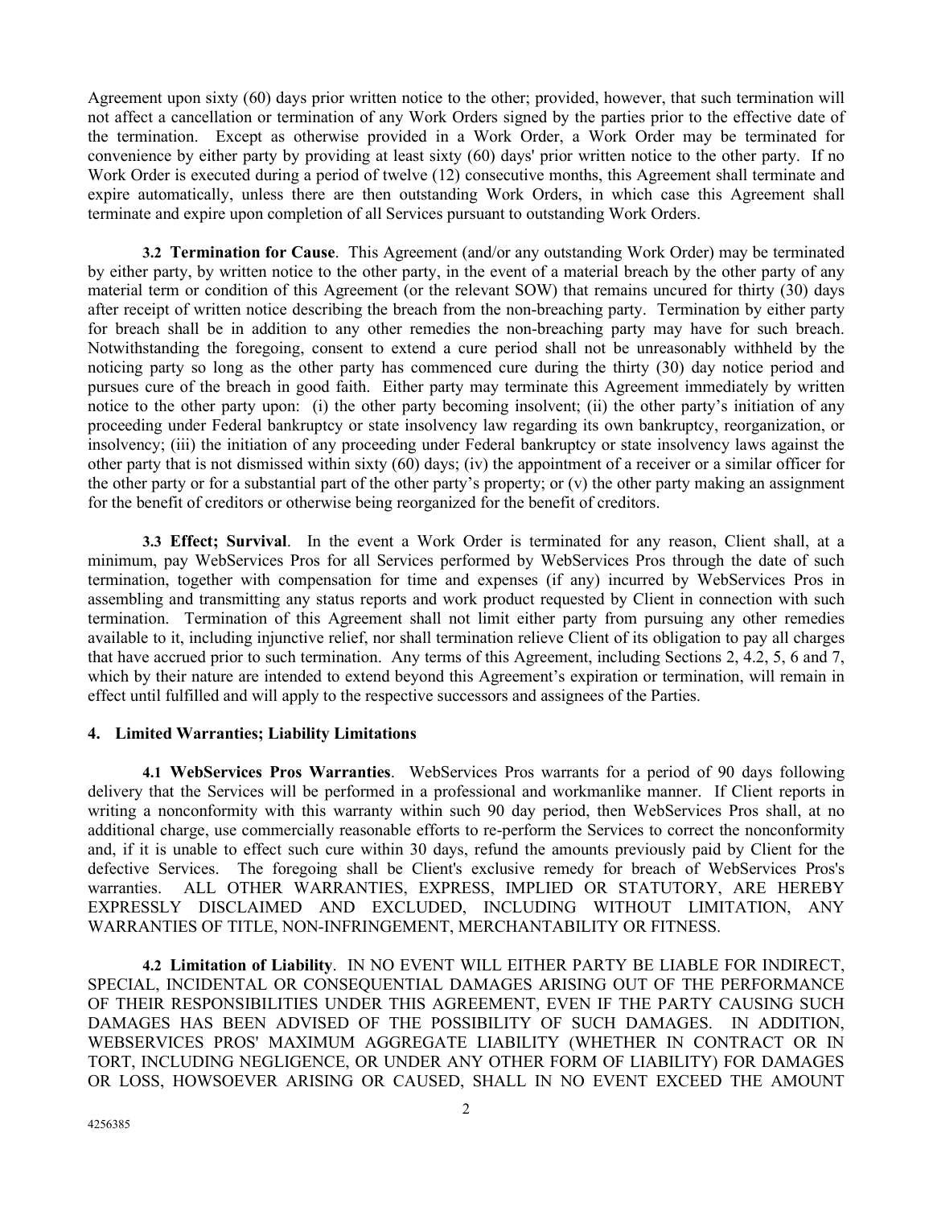Agreement upon sixty (60) days prior written notice to the other; provided, however, that such termination will not affect a cancellation or termination of any Work Orders signed by the parties prior to the effective date of the termination. Except as otherwise provided in a Work Order, a Work Order may be terminated for convenience by either party by providing at least sixty (60) days' prior written notice to the other party. If no Work Order is executed during a period of twelve (12) consecutive months, this Agreement shall terminate and expire automatically, unless there are then outstanding Work Orders, in which case this Agreement shall terminate and expire upon completion of all Services pursuant to outstanding Work Orders.

**3.2 Termination for Cause**. This Agreement (and/or any outstanding Work Order) may be terminated by either party, by written notice to the other party, in the event of a material breach by the other party of any material term or condition of this Agreement (or the relevant SOW) that remains uncured for thirty (30) days after receipt of written notice describing the breach from the non-breaching party. Termination by either party for breach shall be in addition to any other remedies the non-breaching party may have for such breach. Notwithstanding the foregoing, consent to extend a cure period shall not be unreasonably withheld by the noticing party so long as the other party has commenced cure during the thirty (30) day notice period and pursues cure of the breach in good faith. Either party may terminate this Agreement immediately by written notice to the other party upon: (i) the other party becoming insolvent; (ii) the other party's initiation of any proceeding under Federal bankruptcy or state insolvency law regarding its own bankruptcy, reorganization, or insolvency; (iii) the initiation of any proceeding under Federal bankruptcy or state insolvency laws against the other party that is not dismissed within sixty (60) days; (iv) the appointment of a receiver or a similar officer for the other party or for a substantial part of the other party's property; or (v) the other party making an assignment for the benefit of creditors or otherwise being reorganized for the benefit of creditors.

**3.3 Effect; Survival**. In the event a Work Order is terminated for any reason, Client shall, at a minimum, pay WebServices Pros for all Services performed by WebServices Pros through the date of such termination, together with compensation for time and expenses (if any) incurred by WebServices Pros in assembling and transmitting any status reports and work product requested by Client in connection with such termination. Termination of this Agreement shall not limit either party from pursuing any other remedies available to it, including injunctive relief, nor shall termination relieve Client of its obligation to pay all charges that have accrued prior to such termination. Any terms of this Agreement, including Sections 2, 4.2, 5, 6 and 7, which by their nature are intended to extend beyond this Agreement's expiration or termination, will remain in effect until fulfilled and will apply to the respective successors and assignees of the Parties.

## 4. Limited Warranties; Liability Limitations

**4.1 WebServices Pros Warranties**. WebServices Pros warrants for a period of 90 days following delivery that the Services will be performed in a professional and workmanlike manner. If Client reports in writing a nonconformity with this warranty within such 90 day period, then WebServices Pros shall, at no additional charge, use commercially reasonable efforts to re-perform the Services to correct the nonconformity and, if it is unable to effect such cure within 30 days, refund the amounts previously paid by Client for the defective Services. The foregoing shall be Client's exclusive remedy for breach of WebServices Pros's warranties. ALL OTHER WARRANTIES, EXPRESS, IMPLIED OR STATUTORY, ARE HEREBY EXPRESSLY DISCLAIMED AND EXCLUDED, INCLUDING WITHOUT LIMITATION, ANY WARRANTIES OF TITLE, NON-INFRINGEMENT, MERCHANTABILITY OR FITNESS.

**4.2 Limitation of Liability**. IN NO EVENT WILL EITHER PARTY BE LIABLE FOR INDIRECT, SPECIAL, INCIDENTAL OR CONSEQUENTIAL DAMAGES ARISING OUT OF THE PERFORMANCE OF THEIR RESPONSIBILITIES UNDER THIS AGREEMENT, EVEN IF THE PARTY CAUSING SUCH DAMAGES HAS BEEN ADVISED OF THE POSSIBILITY OF SUCH DAMAGES. IN ADDITION, WEBSERVICES PROS' MAXIMUM AGGREGATE LIABILITY (WHETHER IN CONTRACT OR IN TORT, INCLUDING NEGLIGENCE, OR UNDER ANY OTHER FORM OF LIABILITY) FOR DAMAGES OR LOSS, HOWSOEVER ARISING OR CAUSED, SHALL IN NO EVENT EXCEED THE AMOUNT

4256385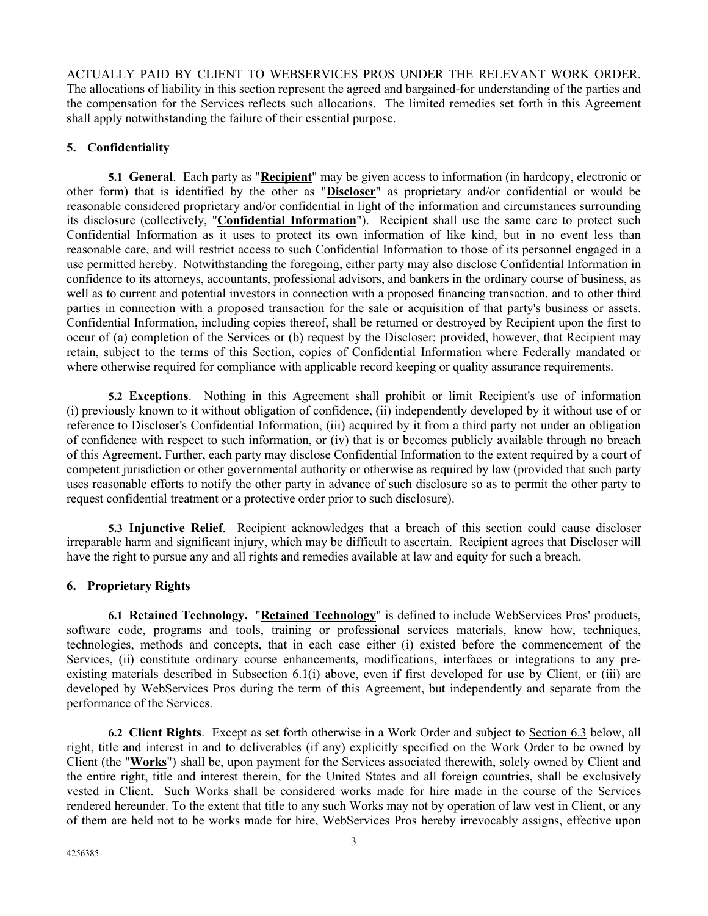ACTUALLY PAID BY CLIENT TO WEBSERVICES PROS UNDER THE RELEVANT WORK ORDER. The allocations of liability in this section represent the agreed and bargained-for understanding of the parties and the compensation for the Services reflects such allocations. The limited remedies set forth in this Agreement shall apply notwithstanding the failure of their essential purpose.

## 5. Confidentiality

**5.1 General**. Each party as "**Recipient**" may be given access to information (in hardcopy, electronic or other form) that is identified by the other as "**Discloser**" as proprietary and/or confidential or would be reasonable considered proprietary and/or confidential in light of the information and circumstances surrounding its disclosure (collectively, "**Confidential Information**"). Recipient shall use the same care to protect such Confidential Information as it uses to protect its own information of like kind, but in no event less than reasonable care, and will restrict access to such Confidential Information to those of its personnel engaged in a use permitted hereby. Notwithstanding the foregoing, either party may also disclose Confidential Information in confidence to its attorneys, accountants, professional advisors, and bankers in the ordinary course of business, as well as to current and potential investors in connection with a proposed financing transaction, and to other third parties in connection with a proposed transaction for the sale or acquisition of that party's business or assets. Confidential Information, including copies thereof, shall be returned or destroyed by Recipient upon the first to occur of (a) completion of the Services or (b) request by the Discloser; provided, however, that Recipient may retain, subject to the terms of this Section, copies of Confidential Information where Federally mandated or where otherwise required for compliance with applicable record keeping or quality assurance requirements.

**5.2 Exceptions**. Nothing in this Agreement shall prohibit or limit Recipient's use of information (i) previously known to it without obligation of confidence, (ii) independently developed by it without use of or reference to Discloser's Confidential Information, (iii) acquired by it from a third party not under an obligation of confidence with respect to such information, or (iv) that is or becomes publicly available through no breach of this Agreement. Further, each party may disclose Confidential Information to the extent required by a court of competent jurisdiction or other governmental authority or otherwise as required by law (provided that such party uses reasonable efforts to notify the other party in advance of such disclosure so as to permit the other party to request confidential treatment or a protective order prior to such disclosure).

**5.3 Injunctive Relief**. Recipient acknowledges that a breach of this section could cause discloser irreparable harm and significant injury, which may be difficult to ascertain. Recipient agrees that Discloser will have the right to pursue any and all rights and remedies available at law and equity for such a breach.

## 6. Proprietary Rights

**6.1 Retained Technology.** "**Retained Technology**" is defined to include WebServices Pros' products, software code, programs and tools, training or professional services materials, know how, techniques, technologies, methods and concepts, that in each case either (i) existed before the commencement of the Services, (ii) constitute ordinary course enhancements, modifications, interfaces or integrations to any pre-existing materials described in Subsection 6.1(i) above, even if first developed for use by Client, or (iii) are developed by WebServices Pros during the term of this Agreement, but independently and separate from the performance of the Services.

**6.2 Client Rights**. Except as set forth otherwise in a Work Order and subject to Section 6.3 below, all right, title and interest in and to deliverables (if any) explicitly specified on the Work Order to be owned by Client (the "**Works**") shall be, upon payment for the Services associated therewith, solely owned by Client and the entire right, title and interest therein, for the United States and all foreign countries, shall be exclusively vested in Client. Such Works shall be considered works made for hire made in the course of the Services rendered hereunder. To the extent that title to any such Works may not by operation of law vest in Client, or any of them are held not to be works made for hire, WebServices Pros hereby irrevocably assigns, effective upon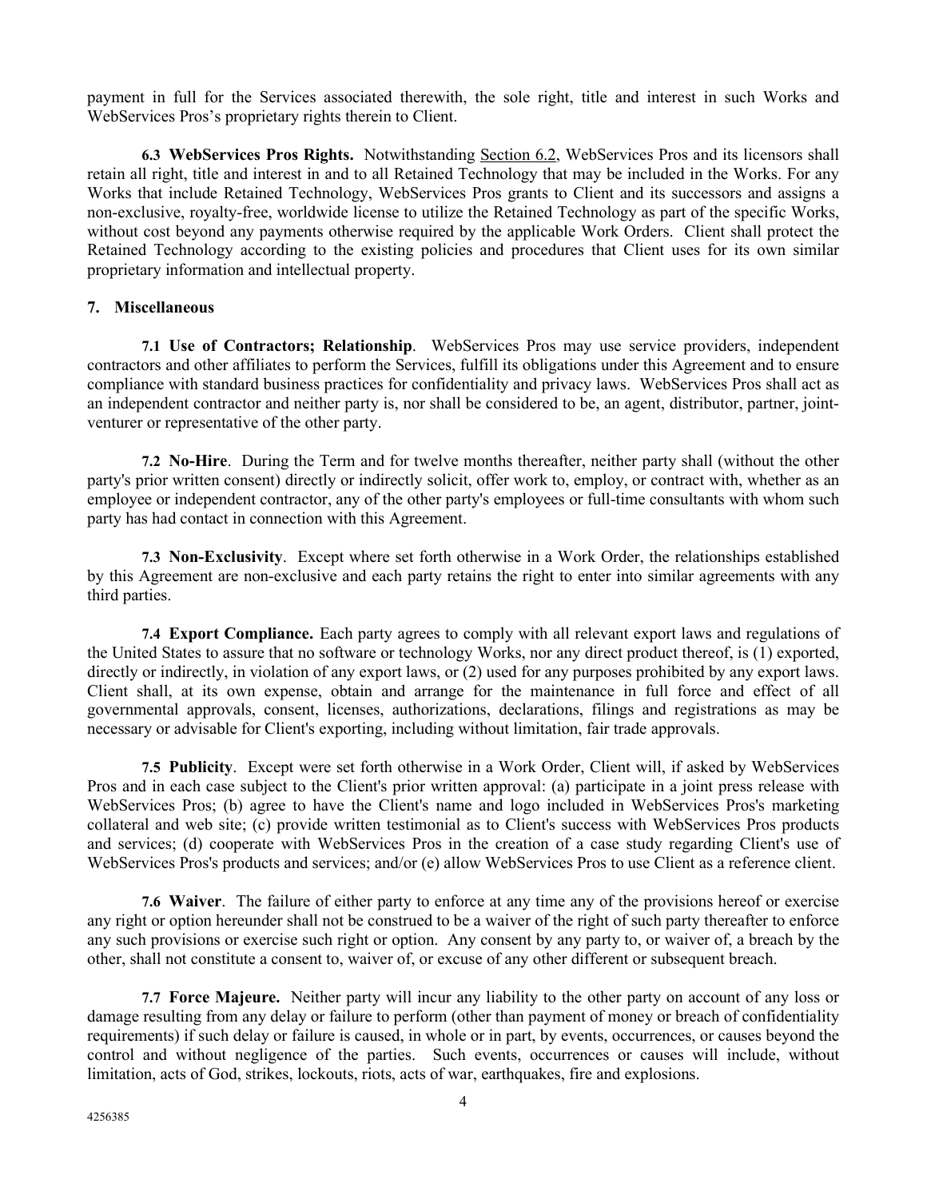payment in full for the Services associated therewith, the sole right, title and interest in such Works and WebServices Pros's proprietary rights therein to Client.

**6.3 WebServices Pros Rights.** Notwithstanding Section 6.2, WebServices Pros and its licensors shall retain all right, title and interest in and to all Retained Technology that may be included in the Works. For any Works that include Retained Technology, WebServices Pros grants to Client and its successors and assigns a non-exclusive, royalty-free, worldwide license to utilize the Retained Technology as part of the specific Works, without cost beyond any payments otherwise required by the applicable Work Orders. Client shall protect the Retained Technology according to the existing policies and procedures that Client uses for its own similar proprietary information and intellectual property.

**7. Miscellaneous**

**7.1 Use of Contractors; Relationship**. WebServices Pros may use service providers, independent contractors and other affiliates to perform the Services, fulfill its obligations under this Agreement and to ensure compliance with standard business practices for confidentiality and privacy laws. WebServices Pros shall act as an independent contractor and neither party is, nor shall be considered to be, an agent, distributor, partner, joint-venturer or representative of the other party.

**7.2 No-Hire**. During the Term and for twelve months thereafter, neither party shall (without the other party's prior written consent) directly or indirectly solicit, offer work to, employ, or contract with, whether as an employee or independent contractor, any of the other party's employees or full-time consultants with whom such party has had contact in connection with this Agreement.

**7.3 Non-Exclusivity**. Except where set forth otherwise in a Work Order, the relationships established by this Agreement are non-exclusive and each party retains the right to enter into similar agreements with any third parties.

**7.4 Export Compliance.** Each party agrees to comply with all relevant export laws and regulations of the United States to assure that no software or technology Works, nor any direct product thereof, is (1) exported, directly or indirectly, in violation of any export laws, or (2) used for any purposes prohibited by any export laws. Client shall, at its own expense, obtain and arrange for the maintenance in full force and effect of all governmental approvals, consent, licenses, authorizations, declarations, filings and registrations as may be necessary or advisable for Client's exporting, including without limitation, fair trade approvals.

**7.5 Publicity**. Except were set forth otherwise in a Work Order, Client will, if asked by WebServices Pros and in each case subject to the Client's prior written approval: (a) participate in a joint press release with WebServices Pros; (b) agree to have the Client's name and logo included in WebServices Pros's marketing collateral and web site; (c) provide written testimonial as to Client's success with WebServices Pros products and services; (d) cooperate with WebServices Pros in the creation of a case study regarding Client's use of WebServices Pros's products and services; and/or (e) allow WebServices Pros to use Client as a reference client.

**7.6 Waiver**. The failure of either party to enforce at any time any of the provisions hereof or exercise any right or option hereunder shall not be construed to be a waiver of the right of such party thereafter to enforce any such provisions or exercise such right or option. Any consent by any party to, or waiver of, a breach by the other, shall not constitute a consent to, waiver of, or excuse of any other different or subsequent breach.

**7.7 Force Majeure.** Neither party will incur any liability to the other party on account of any loss or damage resulting from any delay or failure to perform (other than payment of money or breach of confidentiality requirements) if such delay or failure is caused, in whole or in part, by events, occurrences, or causes beyond the control and without negligence of the parties. Such events, occurrences or causes will include, without limitation, acts of God, strikes, lockouts, riots, acts of war, earthquakes, fire and explosions.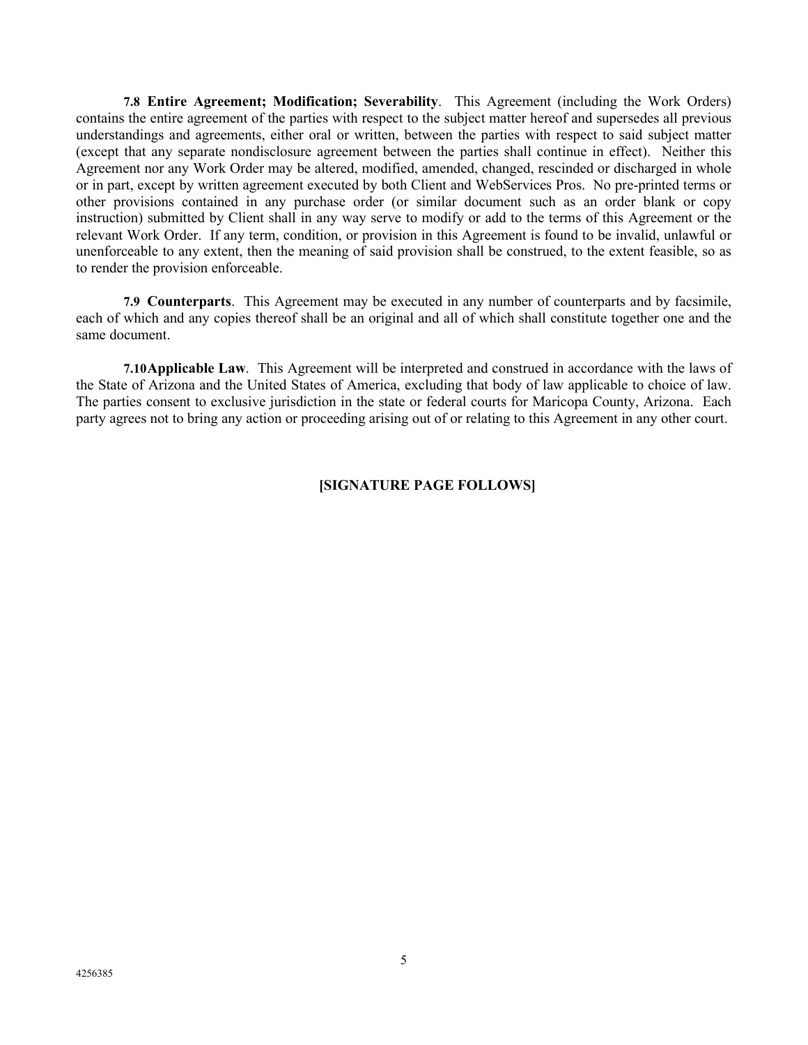**7.8 Entire Agreement; Modification; Severability**. This Agreement (including the Work Orders) contains the entire agreement of the parties with respect to the subject matter hereof and supersedes all previous understandings and agreements, either oral or written, between the parties with respect to said subject matter (except that any separate nondisclosure agreement between the parties shall continue in effect). Neither this Agreement nor any Work Order may be altered, modified, amended, changed, rescinded or discharged in whole or in part, except by written agreement executed by both Client and WebServices Pros. No pre-printed terms or other provisions contained in any purchase order (or similar document such as an order blank or copy instruction) submitted by Client shall in any way serve to modify or add to the terms of this Agreement or the relevant Work Order. If any term, condition, or provision in this Agreement is found to be invalid, unlawful or unenforceable to any extent, then the meaning of said provision shall be construed, to the extent feasible, so as to render the provision enforceable.

**7.9 Counterparts**. This Agreement may be executed in any number of counterparts and by facsimile, each of which and any copies thereof shall be an original and all of which shall constitute together one and the same document.

**7.10 Applicable Law**. This Agreement will be interpreted and construed in accordance with the laws of the State of Arizona and the United States of America, excluding that body of law applicable to choice of law. The parties consent to exclusive jurisdiction in the state or federal courts for Maricopa County, Arizona. Each party agrees not to bring any action or proceeding arising out of or relating to this Agreement in any other court.

**[SIGNATURE PAGE FOLLOWS]**

4256385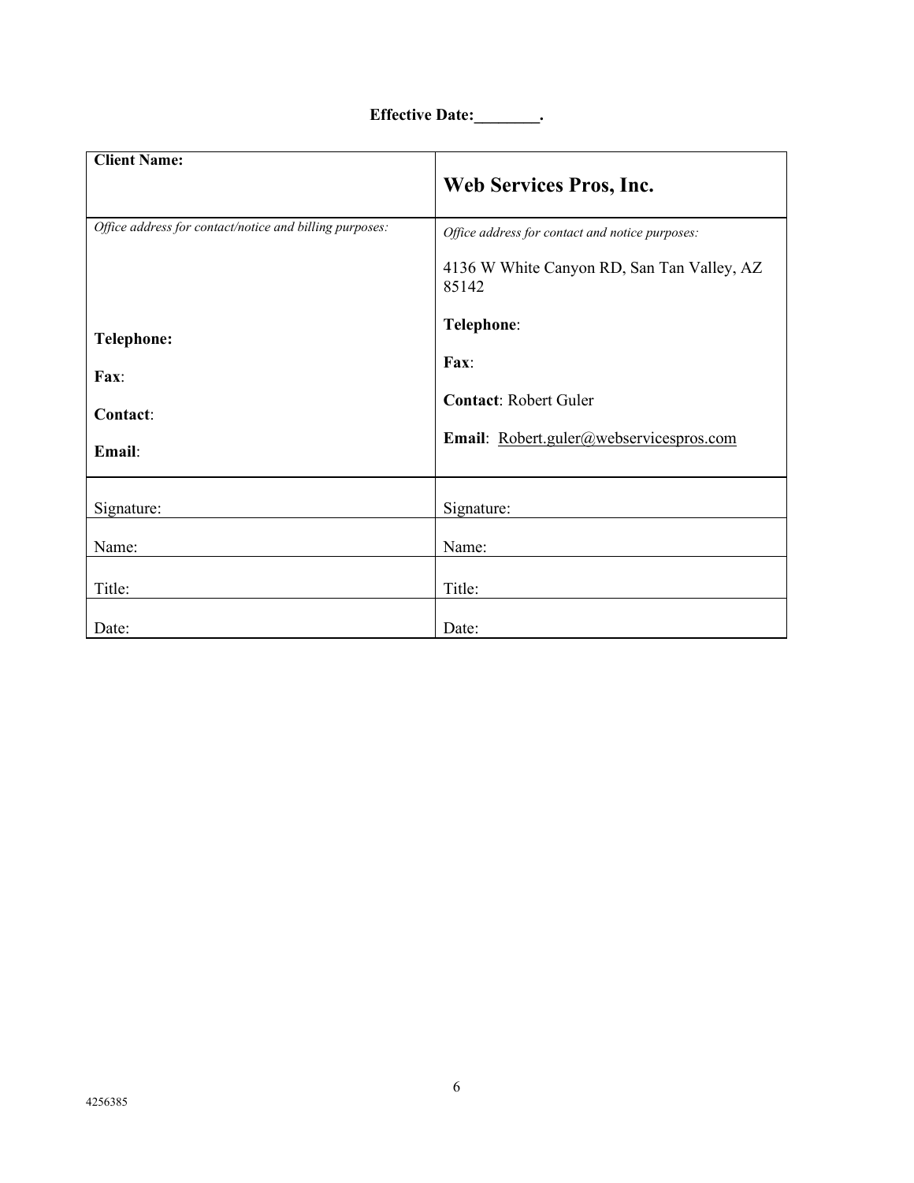**Effective Date:________.**

| | |
|---|---|
| **Client Name:** | **Web Services Pros, Inc.** |
| *Office address for contact/notice and billing purposes:*<br><br>**Telephone:**<br><br>**Fax**:<br><br>**Contact**:<br><br>**Email**: | *Office address for contact and notice purposes:*<br><br>4136 W White Canyon RD, San Tan Valley, AZ 85142<br><br>**Telephone**:<br><br>**Fax**:<br><br>**Contact**: Robert Guler<br><br>**Email**: Robert.guler@webservicespros.com |
| Signature: | Signature: |
| Name: | Name: |
| Title: | Title: |
| Date: | Date: |

4256385